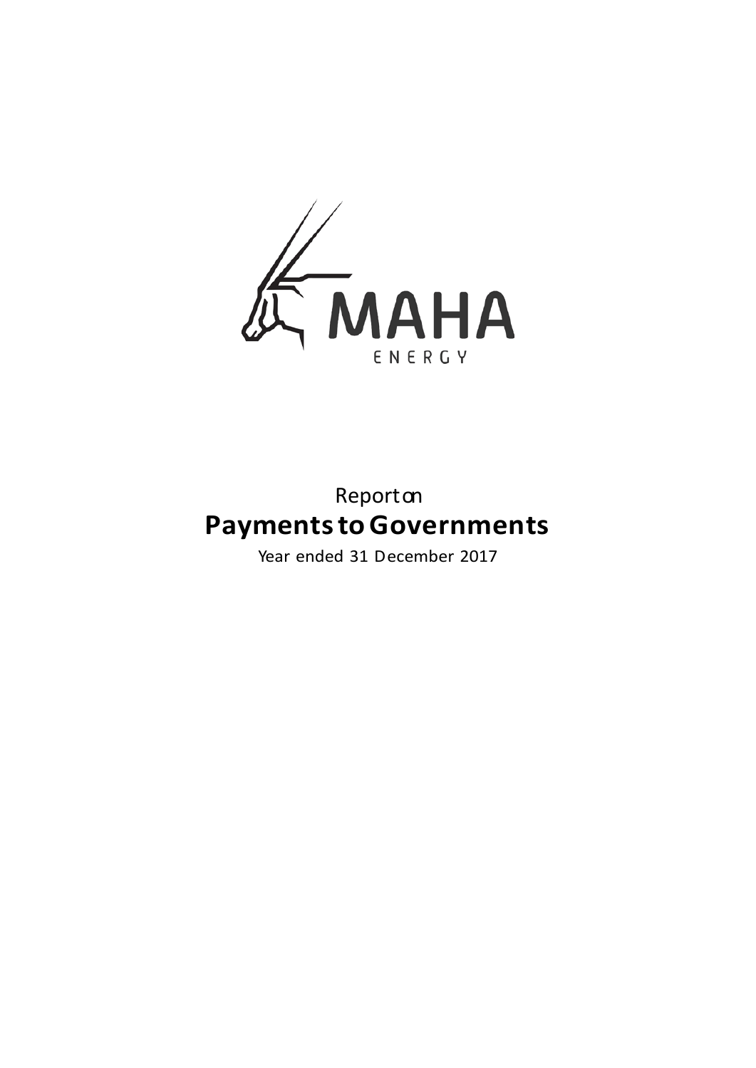MAHA ENERGY

Report on

# Payments to Governments

Year ended 31 December 2017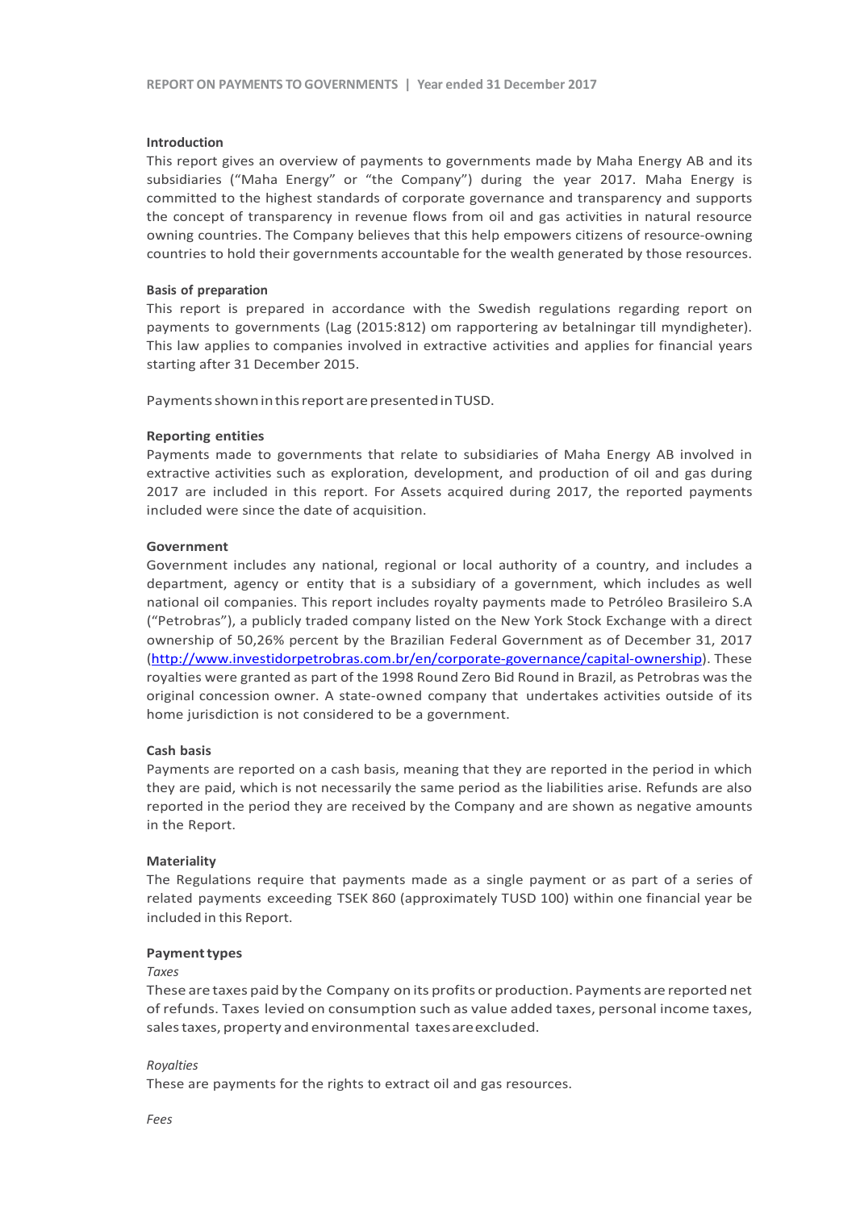## Introduction

This report gives an overview of payments to governments made by Maha Energy AB and its subsidiaries ("Maha Energy" or "the Company") during the year 2017. Maha Energy is committed to the highest standards of corporate governance and transparency and supports the concept of transparency in revenue flows from oil and gas activities in natural resource owning countries. The Company believes that this help empowers citizens of resource-owning countries to hold their governments accountable for the wealth generated by those resources.

## Basis of preparation

This report is prepared in accordance with the Swedish regulations regarding report on payments to governments (Lag (2015:812) om rapportering av betalningar till myndigheter). This law applies to companies involved in extractive activities and applies for financial years starting after 31 December 2015.

Payments shown in this report are presented in TUSD.

## Reporting entities

Payments made to governments that relate to subsidiaries of Maha Energy AB involved in extractive activities such as exploration, development, and production of oil and gas during 2017 are included in this report. For Assets acquired during 2017, the reported payments included were since the date of acquisition.

## Government

Government includes any national, regional or local authority of a country, and includes a department, agency or entity that is a subsidiary of a government, which includes as well national oil companies. This report includes royalty payments made to Petróleo Brasileiro S.A ("Petrobras"), a publicly traded company listed on the New York Stock Exchange with a direct ownership of 50,26% percent by the Brazilian Federal Government as of December 31, 2017 ([http://www.investidorpetrobras.com.br/en/corporate-governance/capital-ownership](http://www.investidorpetrobras.com.br/en/corporate-governance/capital-ownership)). These royalties were granted as part of the 1998 Round Zero Bid Round in Brazil, as Petrobras was the original concession owner. A state-owned company that undertakes activities outside of its home jurisdiction is not considered to be a government.

## Cash basis

Payments are reported on a cash basis, meaning that they are reported in the period in which they are paid, which is not necessarily the same period as the liabilities arise. Refunds are also reported in the period they are received by the Company and are shown as negative amounts in the Report.

## Materiality

The Regulations require that payments made as a single payment or as part of a series of related payments exceeding TSEK 860 (approximately TUSD 100) within one financial year be included in this Report.

## Payment types

*Taxes*

These are taxes paid by the Company on its profits or production. Payments are reported net of refunds. Taxes levied on consumption such as value added taxes, personal income taxes, sales taxes, property and environmental taxes are excluded.

*Royalties*

These are payments for the rights to extract oil and gas resources.

*Fees*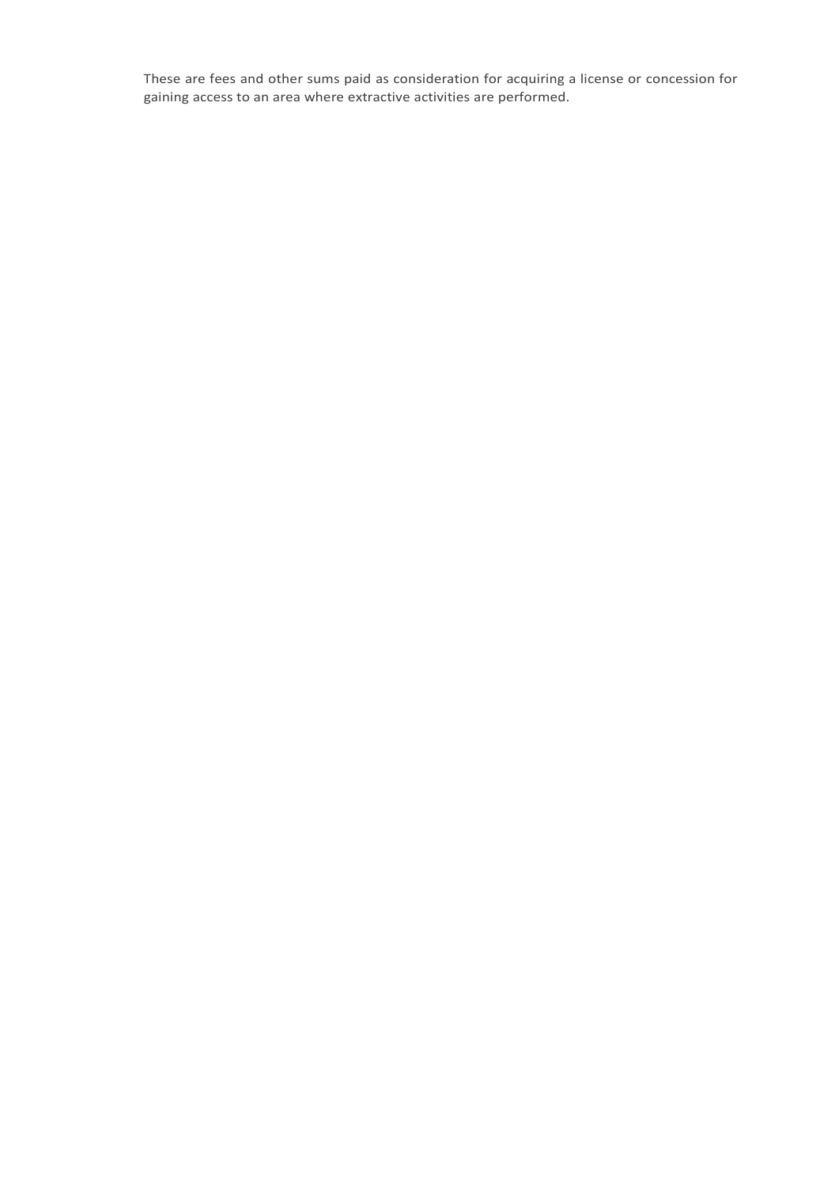These are fees and other sums paid as consideration for acquiring a license or concession for gaining access to an area where extractive activities are performed.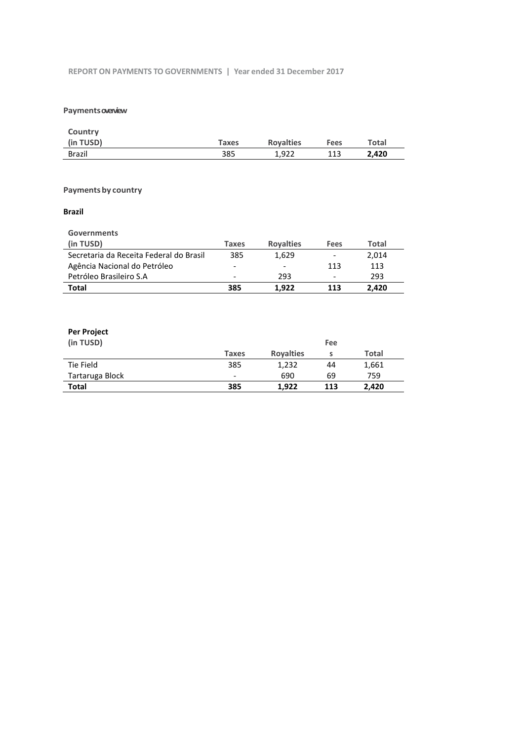REPORT ON PAYMENTS TO GOVERNMENTS | Year ended 31 December 2017

## Payments overview

| Country (in TUSD) | Taxes | Royalties | Fees | Total |
|---|---|---|---|---|
| Brazil | 385 | 1,922 | 113 | **2,420** |

## Payments by country

### Brazil

| Governments (in TUSD) | Taxes | Royalties | Fees | Total |
|---|---|---|---|---|
| Secretaria da Receita Federal do Brasil | 385 | 1,629 | - | 2,014 |
| Agência Nacional do Petróleo | - | - | 113 | 113 |
| Petróleo Brasileiro S.A | - | 293 | - | 293 |
| **Total** | **385** | **1,922** | **113** | **2,420** |

| Per Project (in TUSD) | Taxes | Royalties | Fees | Total |
|---|---|---|---|---|
| Tie Field | 385 | 1,232 | 44 | 1,661 |
| Tartaruga Block | - | 690 | 69 | 759 |
| **Total** | **385** | **1,922** | **113** | **2,420** |